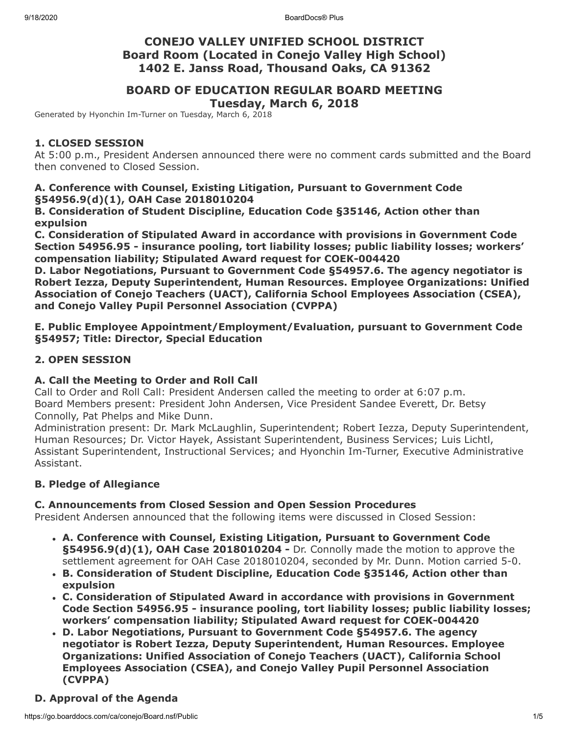# CONEJO VALLEY UNIFIED SCHOOL DISTRICT
## Board Room (Located in Conejo Valley High School)
## 1402 E. Janss Road, Thousand Oaks, CA 91362

## BOARD OF EDUCATION REGULAR BOARD MEETING
## Tuesday, March 6, 2018

Generated by Hyonchin Im-Turner on Tuesday, March 6, 2018

### 1. CLOSED SESSION

At 5:00 p.m., President Andersen announced there were no comment cards submitted and the Board then convened to Closed Session.

**A. Conference with Counsel, Existing Litigation, Pursuant to Government Code §54956.9(d)(1), OAH Case 2018010204**
**B. Consideration of Student Discipline, Education Code §35146, Action other than expulsion**
**C. Consideration of Stipulated Award in accordance with provisions in Government Code Section 54956.95 - insurance pooling, tort liability losses; public liability losses; workers' compensation liability; Stipulated Award request for COEK-004420**
**D. Labor Negotiations, Pursuant to Government Code §54957.6. The agency negotiator is Robert Iezza, Deputy Superintendent, Human Resources. Employee Organizations: Unified Association of Conejo Teachers (UACT), California School Employees Association (CSEA), and Conejo Valley Pupil Personnel Association (CVPPA)**

**E. Public Employee Appointment/Employment/Evaluation, pursuant to Government Code §54957; Title: Director, Special Education**

### 2. OPEN SESSION

#### A. Call the Meeting to Order and Roll Call

Call to Order and Roll Call: President Andersen called the meeting to order at 6:07 p.m.
Board Members present: President John Andersen, Vice President Sandee Everett, Dr. Betsy Connolly, Pat Phelps and Mike Dunn.
Administration present: Dr. Mark McLaughlin, Superintendent; Robert Iezza, Deputy Superintendent, Human Resources; Dr. Victor Hayek, Assistant Superintendent, Business Services; Luis Lichtl, Assistant Superintendent, Instructional Services; and Hyonchin Im-Turner, Executive Administrative Assistant.

#### B. Pledge of Allegiance

#### C. Announcements from Closed Session and Open Session Procedures

President Andersen announced that the following items were discussed in Closed Session:

- **A. Conference with Counsel, Existing Litigation, Pursuant to Government Code §54956.9(d)(1), OAH Case 2018010204 -** Dr. Connolly made the motion to approve the settlement agreement for OAH Case 2018010204, seconded by Mr. Dunn. Motion carried 5-0.
- **B. Consideration of Student Discipline, Education Code §35146, Action other than expulsion**
- **C. Consideration of Stipulated Award in accordance with provisions in Government Code Section 54956.95 - insurance pooling, tort liability losses; public liability losses; workers' compensation liability; Stipulated Award request for COEK-004420**
- **D. Labor Negotiations, Pursuant to Government Code §54957.6. The agency negotiator is Robert Iezza, Deputy Superintendent, Human Resources. Employee Organizations: Unified Association of Conejo Teachers (UACT), California School Employees Association (CSEA), and Conejo Valley Pupil Personnel Association (CVPPA)**

#### D. Approval of the Agenda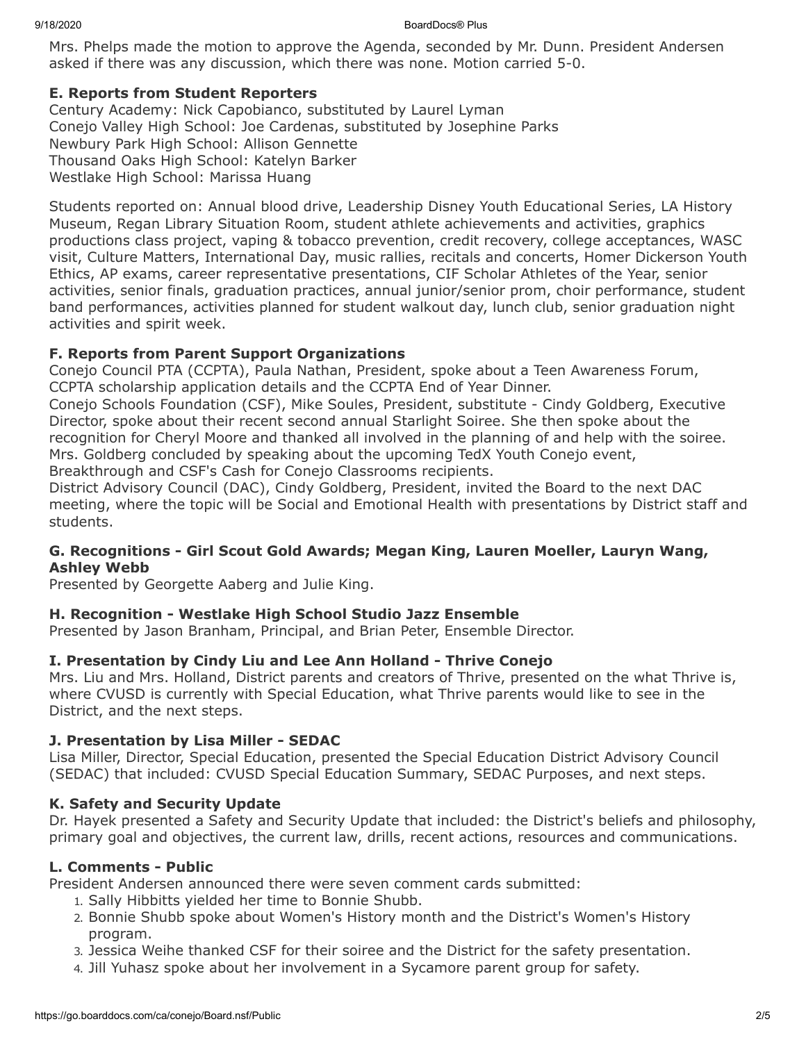Mrs. Phelps made the motion to approve the Agenda, seconded by Mr. Dunn. President Andersen asked if there was any discussion, which there was none. Motion carried 5-0.

### E. Reports from Student Reporters

Century Academy: Nick Capobianco, substituted by Laurel Lyman
Conejo Valley High School: Joe Cardenas, substituted by Josephine Parks
Newbury Park High School: Allison Gennette
Thousand Oaks High School: Katelyn Barker
Westlake High School: Marissa Huang

Students reported on: Annual blood drive, Leadership Disney Youth Educational Series, LA History Museum, Regan Library Situation Room, student athlete achievements and activities, graphics productions class project, vaping & tobacco prevention, credit recovery, college acceptances, WASC visit, Culture Matters, International Day, music rallies, recitals and concerts, Homer Dickerson Youth Ethics, AP exams, career representative presentations, CIF Scholar Athletes of the Year, senior activities, senior finals, graduation practices, annual junior/senior prom, choir performance, student band performances, activities planned for student walkout day, lunch club, senior graduation night activities and spirit week.

### F. Reports from Parent Support Organizations

Conejo Council PTA (CCPTA), Paula Nathan, President, spoke about a Teen Awareness Forum, CCPTA scholarship application details and the CCPTA End of Year Dinner.
Conejo Schools Foundation (CSF), Mike Soules, President, substitute - Cindy Goldberg, Executive Director, spoke about their recent second annual Starlight Soiree. She then spoke about the recognition for Cheryl Moore and thanked all involved in the planning of and help with the soiree. Mrs. Goldberg concluded by speaking about the upcoming TedX Youth Conejo event, Breakthrough and CSF's Cash for Conejo Classrooms recipients.
District Advisory Council (DAC), Cindy Goldberg, President, invited the Board to the next DAC meeting, where the topic will be Social and Emotional Health with presentations by District staff and students.

### G. Recognitions - Girl Scout Gold Awards; Megan King, Lauren Moeller, Lauryn Wang, Ashley Webb

Presented by Georgette Aaberg and Julie King.

### H. Recognition - Westlake High School Studio Jazz Ensemble

Presented by Jason Branham, Principal, and Brian Peter, Ensemble Director.

### I. Presentation by Cindy Liu and Lee Ann Holland - Thrive Conejo

Mrs. Liu and Mrs. Holland, District parents and creators of Thrive, presented on the what Thrive is, where CVUSD is currently with Special Education, what Thrive parents would like to see in the District, and the next steps.

### J. Presentation by Lisa Miller - SEDAC

Lisa Miller, Director, Special Education, presented the Special Education District Advisory Council (SEDAC) that included: CVUSD Special Education Summary, SEDAC Purposes, and next steps.

### K. Safety and Security Update

Dr. Hayek presented a Safety and Security Update that included: the District's beliefs and philosophy, primary goal and objectives, the current law, drills, recent actions, resources and communications.

### L. Comments - Public

President Andersen announced there were seven comment cards submitted:

1. Sally Hibbitts yielded her time to Bonnie Shubb.
2. Bonnie Shubb spoke about Women's History month and the District's Women's History program.
3. Jessica Weihe thanked CSF for their soiree and the District for the safety presentation.
4. Jill Yuhasz spoke about her involvement in a Sycamore parent group for safety.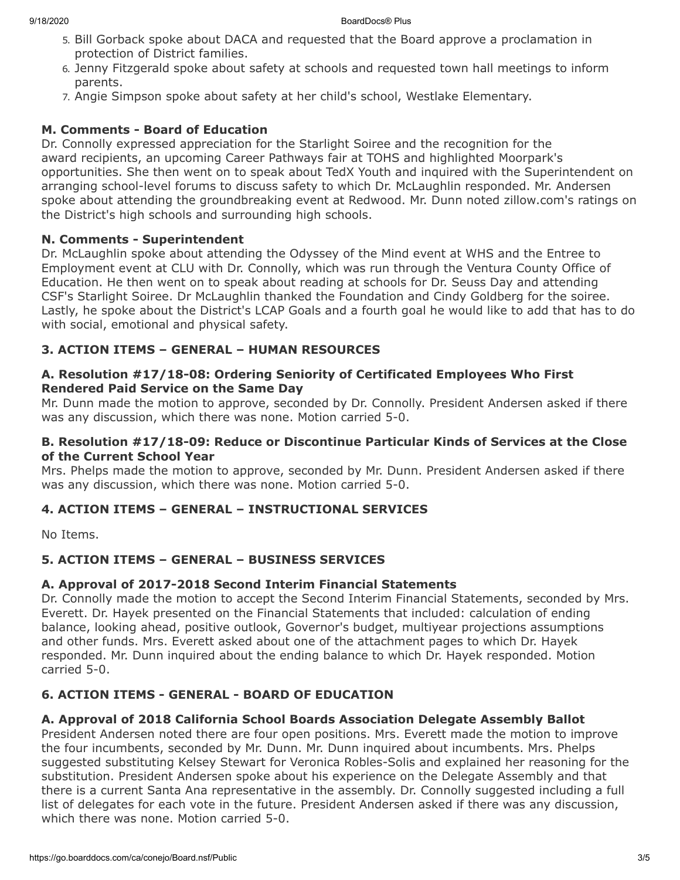5. Bill Gorback spoke about DACA and requested that the Board approve a proclamation in protection of District families.
6. Jenny Fitzgerald spoke about safety at schools and requested town hall meetings to inform parents.
7. Angie Simpson spoke about safety at her child's school, Westlake Elementary.

**M. Comments - Board of Education**

Dr. Connolly expressed appreciation for the Starlight Soiree and the recognition for the award recipients, an upcoming Career Pathways fair at TOHS and highlighted Moorpark's opportunities. She then went on to speak about TedX Youth and inquired with the Superintendent on arranging school-level forums to discuss safety to which Dr. McLaughlin responded. Mr. Andersen spoke about attending the groundbreaking event at Redwood. Mr. Dunn noted zillow.com's ratings on the District's high schools and surrounding high schools.

**N. Comments - Superintendent**

Dr. McLaughlin spoke about attending the Odyssey of the Mind event at WHS and the Entree to Employment event at CLU with Dr. Connolly, which was run through the Ventura County Office of Education. He then went on to speak about reading at schools for Dr. Seuss Day and attending CSF's Starlight Soiree. Dr McLaughlin thanked the Foundation and Cindy Goldberg for the soiree. Lastly, he spoke about the District's LCAP Goals and a fourth goal he would like to add that has to do with social, emotional and physical safety.

## 3. ACTION ITEMS – GENERAL – HUMAN RESOURCES

**A. Resolution #17/18-08: Ordering Seniority of Certificated Employees Who First Rendered Paid Service on the Same Day**

Mr. Dunn made the motion to approve, seconded by Dr. Connolly. President Andersen asked if there was any discussion, which there was none. Motion carried 5-0.

**B. Resolution #17/18-09: Reduce or Discontinue Particular Kinds of Services at the Close of the Current School Year**

Mrs. Phelps made the motion to approve, seconded by Mr. Dunn. President Andersen asked if there was any discussion, which there was none. Motion carried 5-0.

## 4. ACTION ITEMS – GENERAL – INSTRUCTIONAL SERVICES

No Items.

## 5. ACTION ITEMS – GENERAL – BUSINESS SERVICES

**A. Approval of 2017-2018 Second Interim Financial Statements**

Dr. Connolly made the motion to accept the Second Interim Financial Statements, seconded by Mrs. Everett. Dr. Hayek presented on the Financial Statements that included: calculation of ending balance, looking ahead, positive outlook, Governor's budget, multiyear projections assumptions and other funds. Mrs. Everett asked about one of the attachment pages to which Dr. Hayek responded. Mr. Dunn inquired about the ending balance to which Dr. Hayek responded. Motion carried 5-0.

## 6. ACTION ITEMS - GENERAL - BOARD OF EDUCATION

**A. Approval of 2018 California School Boards Association Delegate Assembly Ballot**

President Andersen noted there are four open positions. Mrs. Everett made the motion to improve the four incumbents, seconded by Mr. Dunn. Mr. Dunn inquired about incumbents. Mrs. Phelps suggested substituting Kelsey Stewart for Veronica Robles-Solis and explained her reasoning for the substitution. President Andersen spoke about his experience on the Delegate Assembly and that there is a current Santa Ana representative in the assembly. Dr. Connolly suggested including a full list of delegates for each vote in the future. President Andersen asked if there was any discussion, which there was none. Motion carried 5-0.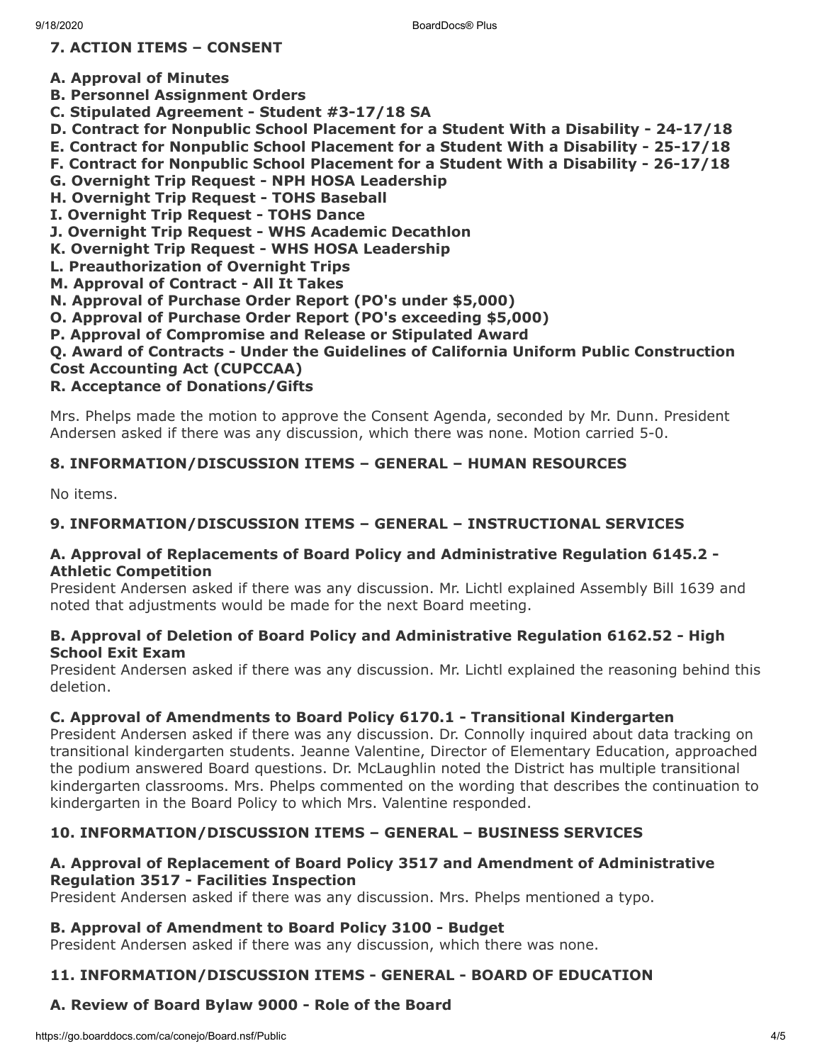### 7. ACTION ITEMS – CONSENT

**A. Approval of Minutes**
**B. Personnel Assignment Orders**
**C. Stipulated Agreement - Student #3-17/18 SA**
**D. Contract for Nonpublic School Placement for a Student With a Disability - 24-17/18**
**E. Contract for Nonpublic School Placement for a Student With a Disability - 25-17/18**
**F. Contract for Nonpublic School Placement for a Student With a Disability - 26-17/18**
**G. Overnight Trip Request - NPH HOSA Leadership**
**H. Overnight Trip Request - TOHS Baseball**
**I. Overnight Trip Request - TOHS Dance**
**J. Overnight Trip Request - WHS Academic Decathlon**
**K. Overnight Trip Request - WHS HOSA Leadership**
**L. Preauthorization of Overnight Trips**
**M. Approval of Contract - All It Takes**
**N. Approval of Purchase Order Report (PO's under $5,000)**
**O. Approval of Purchase Order Report (PO's exceeding $5,000)**
**P. Approval of Compromise and Release or Stipulated Award**
**Q. Award of Contracts - Under the Guidelines of California Uniform Public Construction Cost Accounting Act (CUPCCAA)**
**R. Acceptance of Donations/Gifts**

Mrs. Phelps made the motion to approve the Consent Agenda, seconded by Mr. Dunn. President Andersen asked if there was any discussion, which there was none. Motion carried 5-0.

### 8. INFORMATION/DISCUSSION ITEMS – GENERAL – HUMAN RESOURCES

No items.

### 9. INFORMATION/DISCUSSION ITEMS – GENERAL – INSTRUCTIONAL SERVICES

#### A. Approval of Replacements of Board Policy and Administrative Regulation 6145.2 - Athletic Competition

President Andersen asked if there was any discussion. Mr. Lichtl explained Assembly Bill 1639 and noted that adjustments would be made for the next Board meeting.

#### B. Approval of Deletion of Board Policy and Administrative Regulation 6162.52 - High School Exit Exam

President Andersen asked if there was any discussion. Mr. Lichtl explained the reasoning behind this deletion.

#### C. Approval of Amendments to Board Policy 6170.1 - Transitional Kindergarten

President Andersen asked if there was any discussion. Dr. Connolly inquired about data tracking on transitional kindergarten students. Jeanne Valentine, Director of Elementary Education, approached the podium answered Board questions. Dr. McLaughlin noted the District has multiple transitional kindergarten classrooms. Mrs. Phelps commented on the wording that describes the continuation to kindergarten in the Board Policy to which Mrs. Valentine responded.

### 10. INFORMATION/DISCUSSION ITEMS – GENERAL – BUSINESS SERVICES

#### A. Approval of Replacement of Board Policy 3517 and Amendment of Administrative Regulation 3517 - Facilities Inspection

President Andersen asked if there was any discussion. Mrs. Phelps mentioned a typo.

#### B. Approval of Amendment to Board Policy 3100 - Budget

President Andersen asked if there was any discussion, which there was none.

### 11. INFORMATION/DISCUSSION ITEMS - GENERAL - BOARD OF EDUCATION

#### A. Review of Board Bylaw 9000 - Role of the Board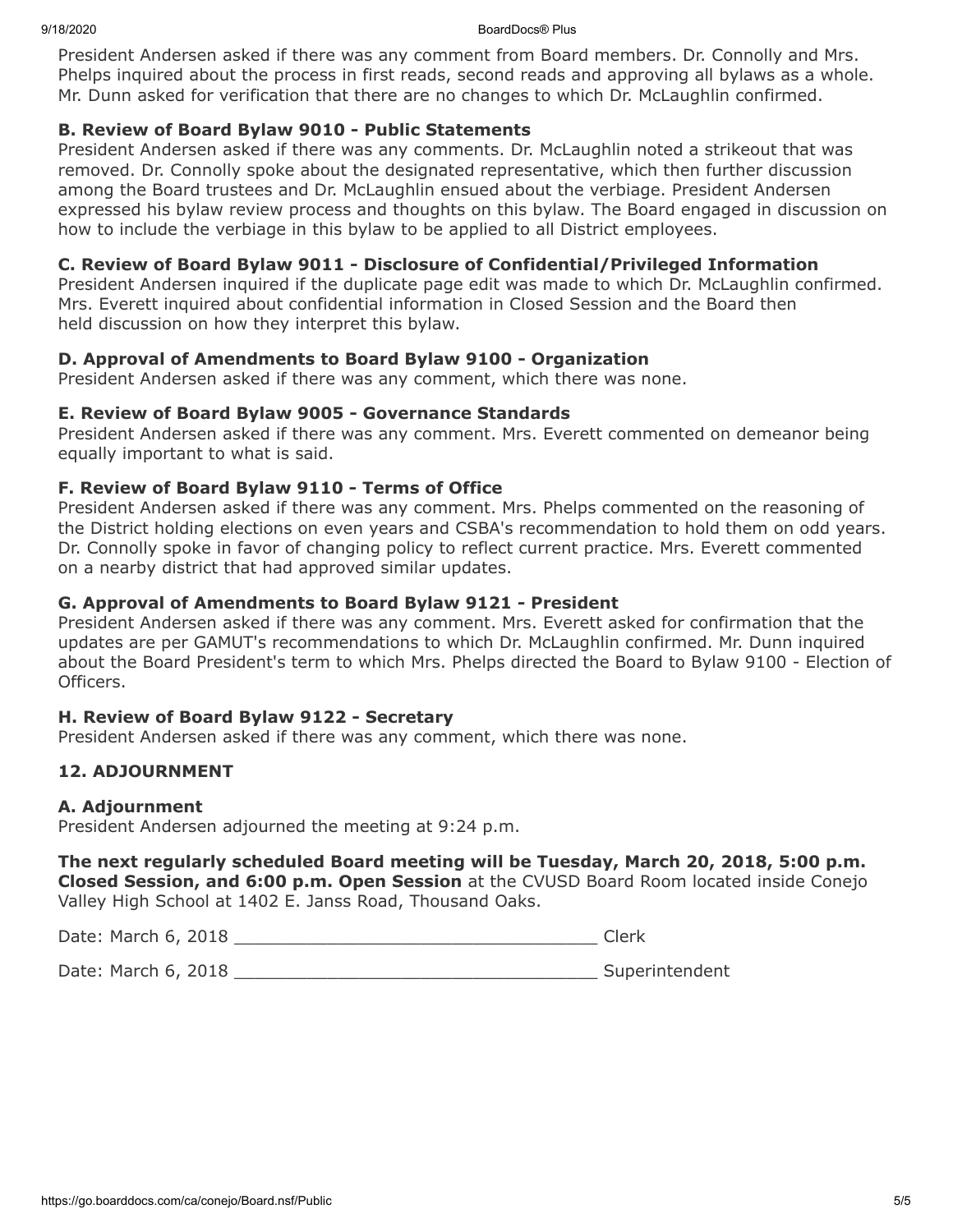President Andersen asked if there was any comment from Board members. Dr. Connolly and Mrs. Phelps inquired about the process in first reads, second reads and approving all bylaws as a whole. Mr. Dunn asked for verification that there are no changes to which Dr. McLaughlin confirmed.

### B. Review of Board Bylaw 9010 - Public Statements

President Andersen asked if there was any comments. Dr. McLaughlin noted a strikeout that was removed. Dr. Connolly spoke about the designated representative, which then further discussion among the Board trustees and Dr. McLaughlin ensued about the verbiage. President Andersen expressed his bylaw review process and thoughts on this bylaw. The Board engaged in discussion on how to include the verbiage in this bylaw to be applied to all District employees.

### C. Review of Board Bylaw 9011 - Disclosure of Confidential/Privileged Information

President Andersen inquired if the duplicate page edit was made to which Dr. McLaughlin confirmed. Mrs. Everett inquired about confidential information in Closed Session and the Board then held discussion on how they interpret this bylaw.

### D. Approval of Amendments to Board Bylaw 9100 - Organization

President Andersen asked if there was any comment, which there was none.

### E. Review of Board Bylaw 9005 - Governance Standards

President Andersen asked if there was any comment. Mrs. Everett commented on demeanor being equally important to what is said.

### F. Review of Board Bylaw 9110 - Terms of Office

President Andersen asked if there was any comment. Mrs. Phelps commented on the reasoning of the District holding elections on even years and CSBA's recommendation to hold them on odd years. Dr. Connolly spoke in favor of changing policy to reflect current practice. Mrs. Everett commented on a nearby district that had approved similar updates.

### G. Approval of Amendments to Board Bylaw 9121 - President

President Andersen asked if there was any comment. Mrs. Everett asked for confirmation that the updates are per GAMUT's recommendations to which Dr. McLaughlin confirmed. Mr. Dunn inquired about the Board President's term to which Mrs. Phelps directed the Board to Bylaw 9100 - Election of Officers.

### H. Review of Board Bylaw 9122 - Secretary

President Andersen asked if there was any comment, which there was none.

## 12. ADJOURNMENT

### A. Adjournment

President Andersen adjourned the meeting at 9:24 p.m.

**The next regularly scheduled Board meeting will be Tuesday, March 20, 2018, 5:00 p.m. Closed Session, and 6:00 p.m. Open Session** at the CVUSD Board Room located inside Conejo Valley High School at 1402 E. Janss Road, Thousand Oaks.

Date: March 6, 2018 ___________________________________ Clerk

Date: March 6, 2018 ___________________________________ Superintendent